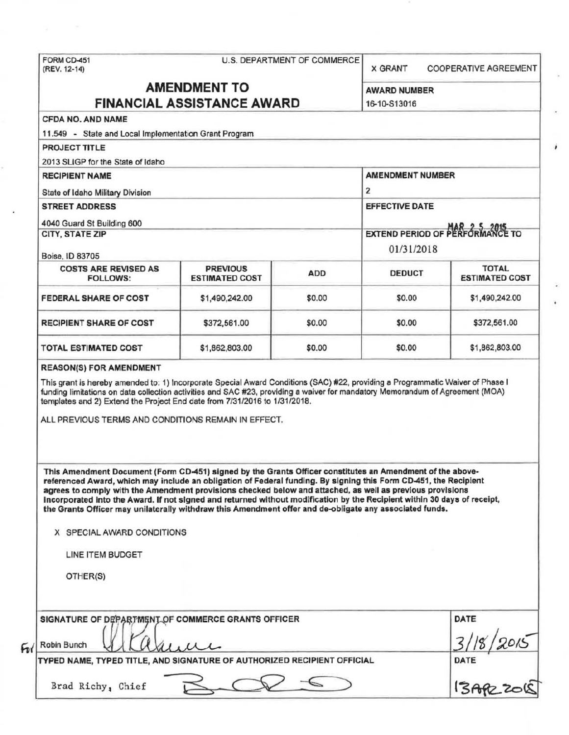FORM CD-451
(REV. 12-14)

U.S. DEPARTMENT OF COMMERCE

X GRANT    COOPERATIVE AGREEMENT

# AMENDMENT TO FINANCIAL ASSISTANCE AWARD

**AWARD NUMBER**
16-10-S13016

**CFDA NO. AND NAME**
11.549 - State and Local Implementation Grant Program

**PROJECT TITLE**
2013 SLIGP for the State of Idaho

**RECIPIENT NAME**
State of Idaho Military Division

**AMENDMENT NUMBER**
2

**STREET ADDRESS**
4040 Guard St Building 600

**EFFECTIVE DATE**
MAR 2 5 2015

**CITY, STATE ZIP**
Boise, ID 83705

**EXTEND PERIOD OF PERFORMANCE TO**
01/31/2018

| COSTS ARE REVISED AS FOLLOWS: | PREVIOUS ESTIMATED COST | ADD | DEDUCT | TOTAL ESTIMATED COST |
|---|---|---|---|---|
| FEDERAL SHARE OF COST | $1,490,242.00 | $0.00 | $0.00 | $1,490,242.00 |
| RECIPIENT SHARE OF COST | $372,561.00 | $0.00 | $0.00 | $372,561.00 |
| TOTAL ESTIMATED COST | $1,862,803.00 | $0.00 | $0.00 | $1,862,803.00 |

**REASON(S) FOR AMENDMENT**

This grant is hereby amended to: 1) Incorporate Special Award Conditions (SAC) #22, providing a Programmatic Waiver of Phase I funding limitations on data collection activities and SAC #23, providing a waiver for mandatory Memorandum of Agreement (MOA) templates and 2) Extend the Project End date from 7/31/2016 to 1/31/2018.

ALL PREVIOUS TERMS AND CONDITIONS REMAIN IN EFFECT.

**This Amendment Document (Form CD-451) signed by the Grants Officer constitutes an Amendment of the above-referenced Award, which may include an obligation of Federal funding. By signing this Form CD-451, the Recipient agrees to comply with the Amendment provisions checked below and attached, as well as previous provisions incorporated into the Award. If not signed and returned without modification by the Recipient within 30 days of receipt, the Grants Officer may unilaterally withdraw this Amendment offer and de-obligate any associated funds.**

X SPECIAL AWARD CONDITIONS

LINE ITEM BUDGET

OTHER(S)

**SIGNATURE OF DEPARTMENT OF COMMERCE GRANTS OFFICER**
For Robin Bunch

**DATE**
3/18/2015

**TYPED NAME, TYPED TITLE, AND SIGNATURE OF AUTHORIZED RECIPIENT OFFICIAL**
Brad Richy, Chief

**DATE**
13APR2015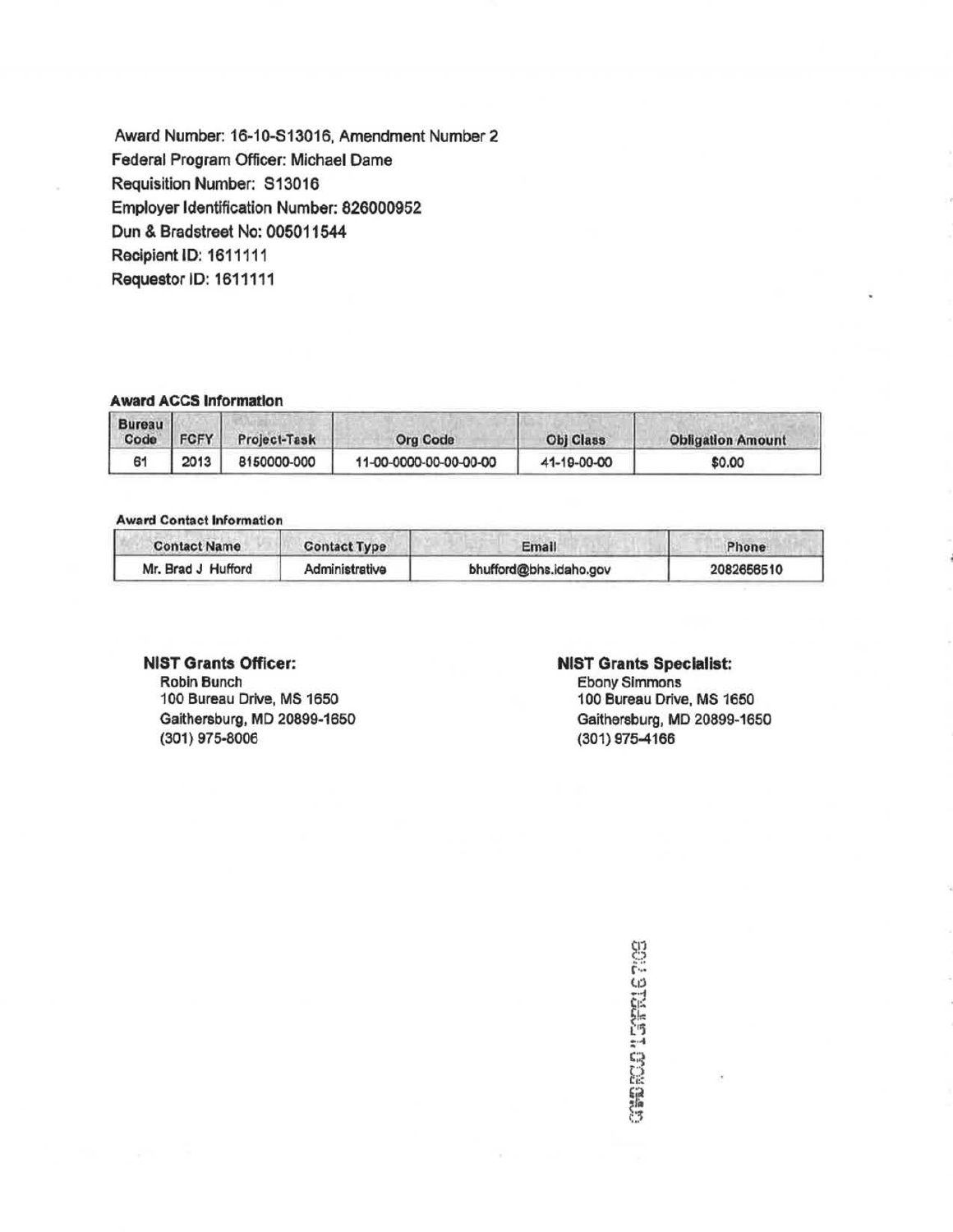Award Number: 16-10-S13016, Amendment Number 2
Federal Program Officer: Michael Dame
Requisition Number: S13016
Employer Identification Number: 826000952
Dun & Bradstreet No: 005011544
Recipient ID: 1611111
Requestor ID: 1611111

**Award ACCS Information**

| Bureau Code | FCFY | Project-Task | Org Code | Obj Class | Obligation Amount |
|---|---|---|---|---|---|
| 61 | 2013 | 8150000-000 | 11-00-0000-00-00-00-00 | 41-19-00-00 | $0.00 |

**Award Contact Information**

| Contact Name | Contact Type | Email | Phone |
|---|---|---|---|
| Mr. Brad J Hufford | Administrative | bhufford@bhs.idaho.gov | 2082656510 |

**NIST Grants Officer:**
Robin Bunch
100 Bureau Drive, MS 1650
Gaithersburg, MD 20899-1650
(301) 975-8006

**NIST Grants Specialist:**
Ebony Simmons
100 Bureau Drive, MS 1650
Gaithersburg, MD 20899-1650
(301) 975-4166